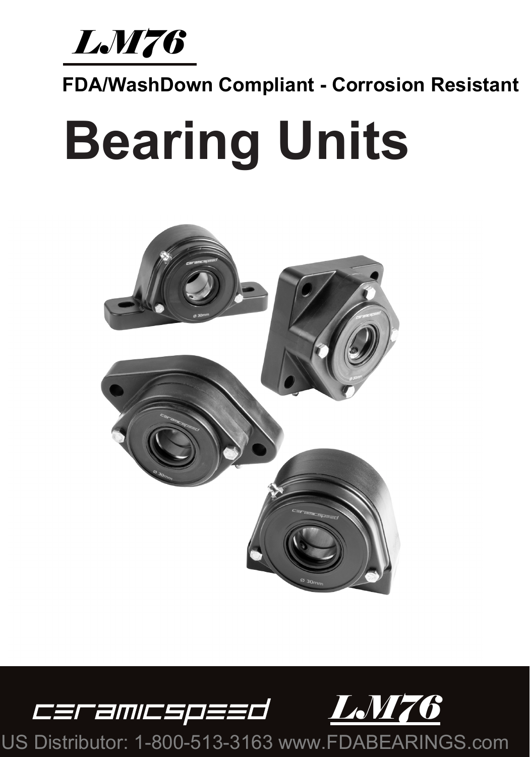# *LM76*

**FDA/WashDown Compliant - Corrosion Resistant**

# Bearing Units

ceramicspeed *LM76*

US Distributor: 1-800-513-3163 www.FDABEARINGS.com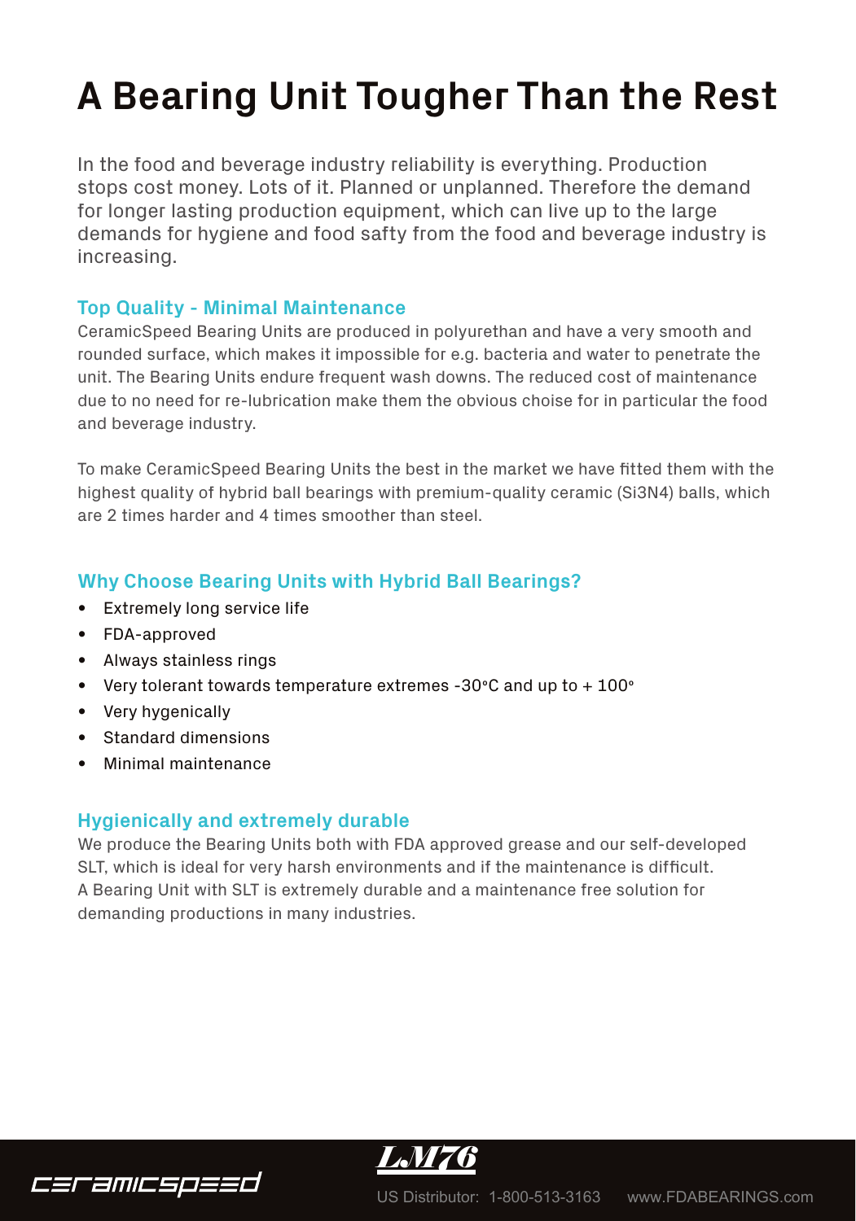# A Bearing Unit Tougher Than the Rest

In the food and beverage industry reliability is everything. Production stops cost money. Lots of it. Planned or unplanned. Therefore the demand for longer lasting production equipment, which can live up to the large demands for hygiene and food safty from the food and beverage industry is increasing.

### Top Quality - Minimal Maintenance

CeramicSpeed Bearing Units are produced in polyurethan and have a very smooth and rounded surface, which makes it impossible for e.g. bacteria and water to penetrate the unit. The Bearing Units endure frequent wash downs. The reduced cost of maintenance due to no need for re-lubrication make them the obvious choise for in particular the food and beverage industry.

To make CeramicSpeed Bearing Units the best in the market we have fitted them with the highest quality of hybrid ball bearings with premium-quality ceramic ($Si_3N_4$) balls, which are 2 times harder and 4 times smoother than steel.

### Why Choose Bearing Units with Hybrid Ball Bearings?

- Extremely long service life
- FDA-approved
- Always stainless rings
- Very tolerant towards temperature extremes -30°C and up to + 100°
- Very hygenically
- Standard dimensions
- Minimal maintenance

### Hygienically and extremely durable

We produce the Bearing Units both with FDA approved grease and our self-developed SLT, which is ideal for very harsh environments and if the maintenance is difficult. A Bearing Unit with SLT is extremely durable and a maintenance free solution for demanding productions in many industries.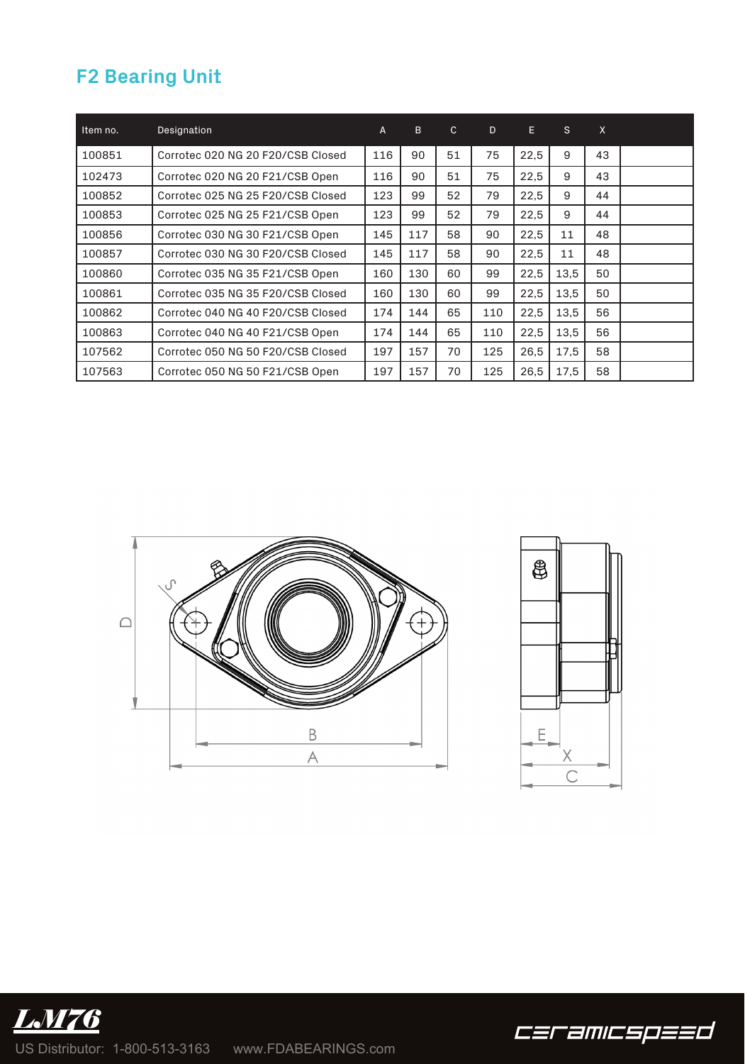## F2 Bearing Unit

| Item no. | Designation | A | B | C | D | E | S | X |
|---|---|---|---|---|---|---|---|---|
| 100851 | Corrotec 020 NG 20 F20/CSB Closed | 116 | 90 | 51 | 75 | 22,5 | 9 | 43 |
| 102473 | Corrotec 020 NG 20 F21/CSB Open | 116 | 90 | 51 | 75 | 22,5 | 9 | 43 |
| 100852 | Corrotec 025 NG 25 F20/CSB Closed | 123 | 99 | 52 | 79 | 22,5 | 9 | 44 |
| 100853 | Corrotec 025 NG 25 F21/CSB Open | 123 | 99 | 52 | 79 | 22,5 | 9 | 44 |
| 100856 | Corrotec 030 NG 30 F21/CSB Open | 145 | 117 | 58 | 90 | 22,5 | 11 | 48 |
| 100857 | Corrotec 030 NG 30 F20/CSB Closed | 145 | 117 | 58 | 90 | 22,5 | 11 | 48 |
| 100860 | Corrotec 035 NG 35 F21/CSB Open | 160 | 130 | 60 | 99 | 22,5 | 13,5 | 50 |
| 100861 | Corrotec 035 NG 35 F20/CSB Closed | 160 | 130 | 60 | 99 | 22,5 | 13,5 | 50 |
| 100862 | Corrotec 040 NG 40 F20/CSB Closed | 174 | 144 | 65 | 110 | 22,5 | 13,5 | 56 |
| 100863 | Corrotec 040 NG 40 F21/CSB Open | 174 | 144 | 65 | 110 | 22,5 | 13,5 | 56 |
| 107562 | Corrotec 050 NG 50 F20/CSB Closed | 197 | 157 | 70 | 125 | 26,5 | 17,5 | 58 |
| 107563 | Corrotec 050 NG 50 F21/CSB Open | 197 | 157 | 70 | 125 | 26,5 | 17,5 | 58 |

US Distributor: 1-800-513-3163 www.FDABEARINGS.com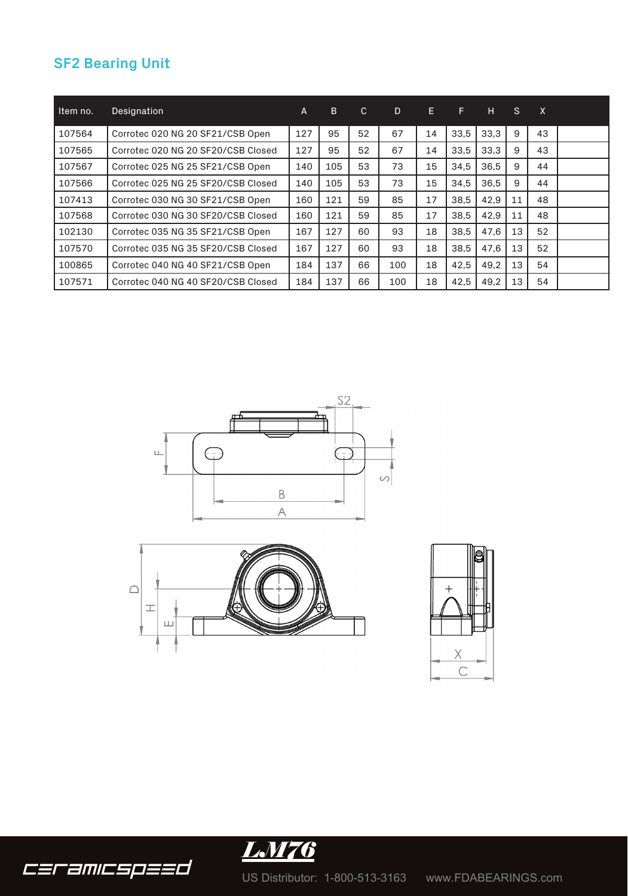## SF2 Bearing Unit

| Item no. | Designation | A | B | C | D | E | F | H | S | X |
|---|---|---|---|---|---|---|---|---|---|---|
| 107564 | Corrotec 020 NG 20 SF21/CSB Open | 127 | 95 | 52 | 67 | 14 | 33,5 | 33,3 | 9 | 43 |
| 107565 | Corrotec 020 NG 20 SF20/CSB Closed | 127 | 95 | 52 | 67 | 14 | 33,5 | 33,3 | 9 | 43 |
| 107567 | Corrotec 025 NG 25 SF21/CSB Open | 140 | 105 | 53 | 73 | 15 | 34,5 | 36,5 | 9 | 44 |
| 107566 | Corrotec 025 NG 25 SF20/CSB Closed | 140 | 105 | 53 | 73 | 15 | 34,5 | 36,5 | 9 | 44 |
| 107413 | Corrotec 030 NG 30 SF21/CSB Open | 160 | 121 | 59 | 85 | 17 | 38,5 | 42,9 | 11 | 48 |
| 107568 | Corrotec 030 NG 30 SF20/CSB Closed | 160 | 121 | 59 | 85 | 17 | 38,5 | 42,9 | 11 | 48 |
| 102130 | Corrotec 035 NG 35 SF21/CSB Open | 167 | 127 | 60 | 93 | 18 | 38,5 | 47,6 | 13 | 52 |
| 107570 | Corrotec 035 NG 35 SF20/CSB Closed | 167 | 127 | 60 | 93 | 18 | 38,5 | 47,6 | 13 | 52 |
| 100865 | Corrotec 040 NG 40 SF21/CSB Open | 184 | 137 | 66 | 100 | 18 | 42,5 | 49,2 | 13 | 54 |
| 107571 | Corrotec 040 NG 40 SF20/CSB Closed | 184 | 137 | 66 | 100 | 18 | 42,5 | 49,2 | 13 | 54 |

US Distributor: 1-800-513-3163 www.FDABEARINGS.com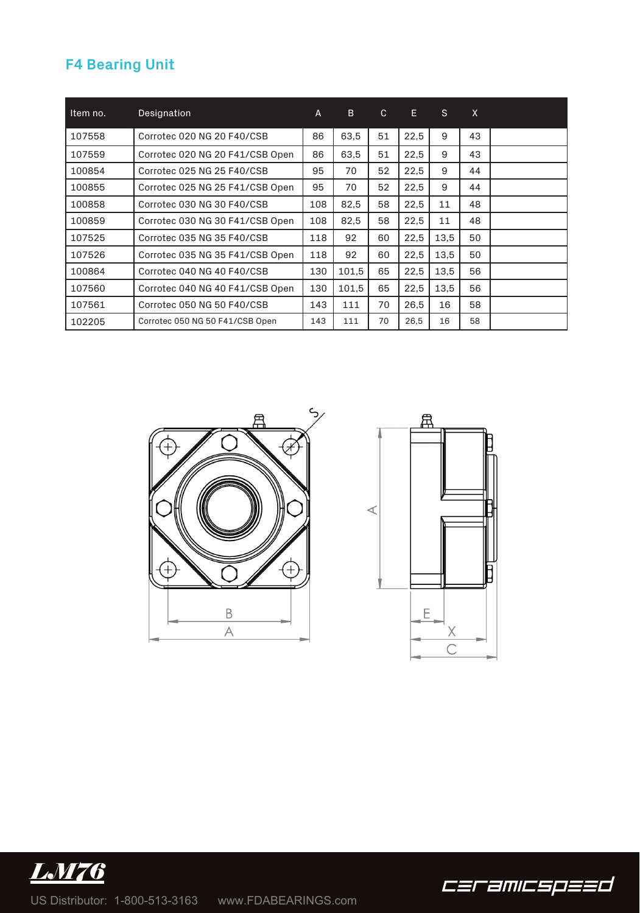## F4 Bearing Unit

| Item no. | Designation | A | B | C | E | S | X |
|---|---|---|---|---|---|---|---|
| 107558 | Corrotec 020 NG 20 F40/CSB | 86 | 63,5 | 51 | 22,5 | 9 | 43 |
| 107559 | Corrotec 020 NG 20 F41/CSB Open | 86 | 63,5 | 51 | 22,5 | 9 | 43 |
| 100854 | Corrotec 025 NG 25 F40/CSB | 95 | 70 | 52 | 22,5 | 9 | 44 |
| 100855 | Corrotec 025 NG 25 F41/CSB Open | 95 | 70 | 52 | 22,5 | 9 | 44 |
| 100858 | Corrotec 030 NG 30 F40/CSB | 108 | 82,5 | 58 | 22,5 | 11 | 48 |
| 100859 | Corrotec 030 NG 30 F41/CSB Open | 108 | 82,5 | 58 | 22,5 | 11 | 48 |
| 107525 | Corrotec 035 NG 35 F40/CSB | 118 | 92 | 60 | 22,5 | 13,5 | 50 |
| 107526 | Corrotec 035 NG 35 F41/CSB Open | 118 | 92 | 60 | 22,5 | 13,5 | 50 |
| 100864 | Corrotec 040 NG 40 F40/CSB | 130 | 101,5 | 65 | 22,5 | 13,5 | 56 |
| 107560 | Corrotec 040 NG 40 F41/CSB Open | 130 | 101,5 | 65 | 22,5 | 13,5 | 56 |
| 107561 | Corrotec 050 NG 50 F40/CSB | 143 | 111 | 70 | 26,5 | 16 | 58 |
| 102205 | Corrotec 050 NG 50 F41/CSB Open | 143 | 111 | 70 | 26,5 | 16 | 58 |

US Distributor: 1-800-513-3163 www.FDABEARINGS.com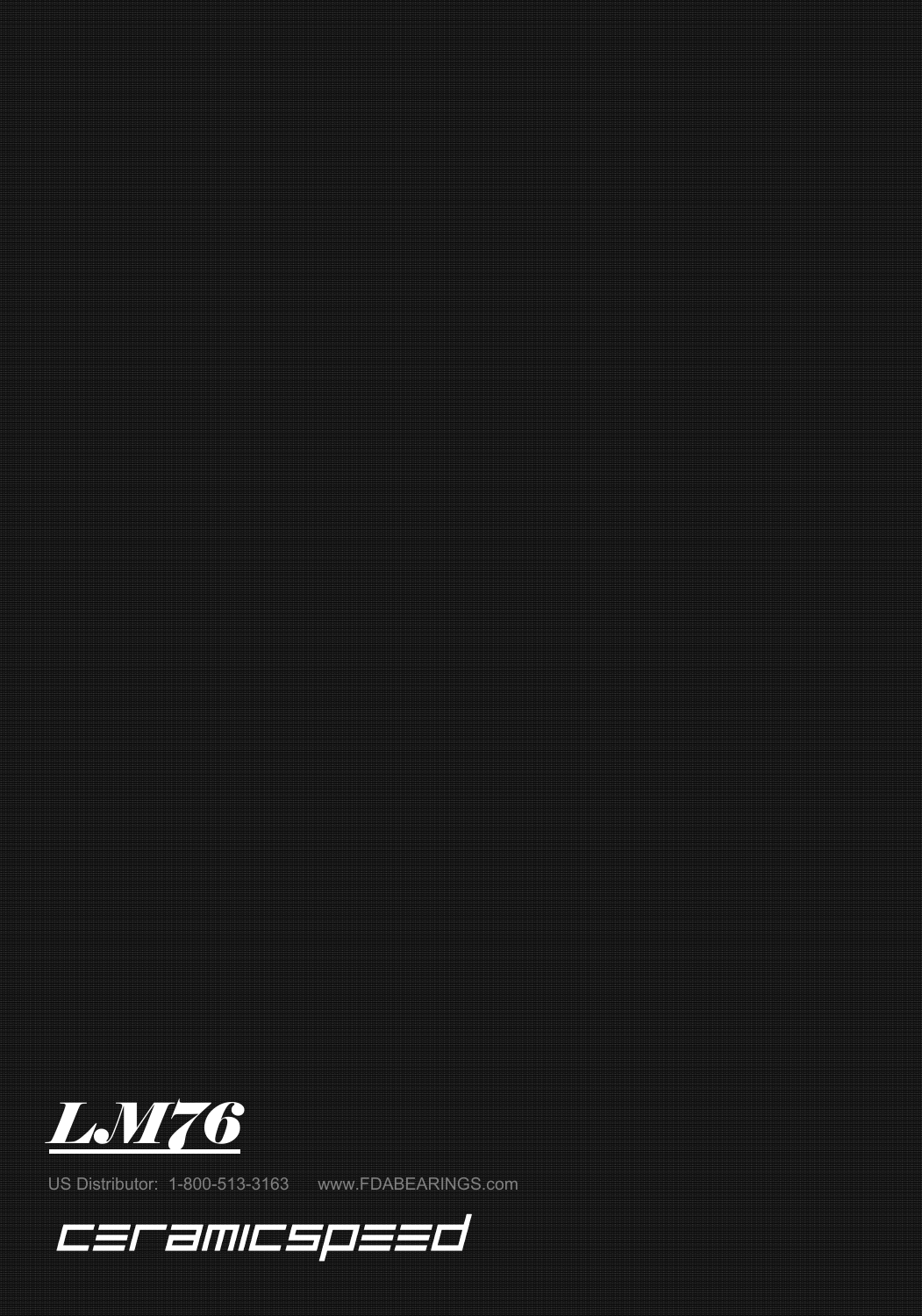***LM76***

US Distributor: 1-800-513-3163 www.FDABEARINGS.com

ceramicspeed